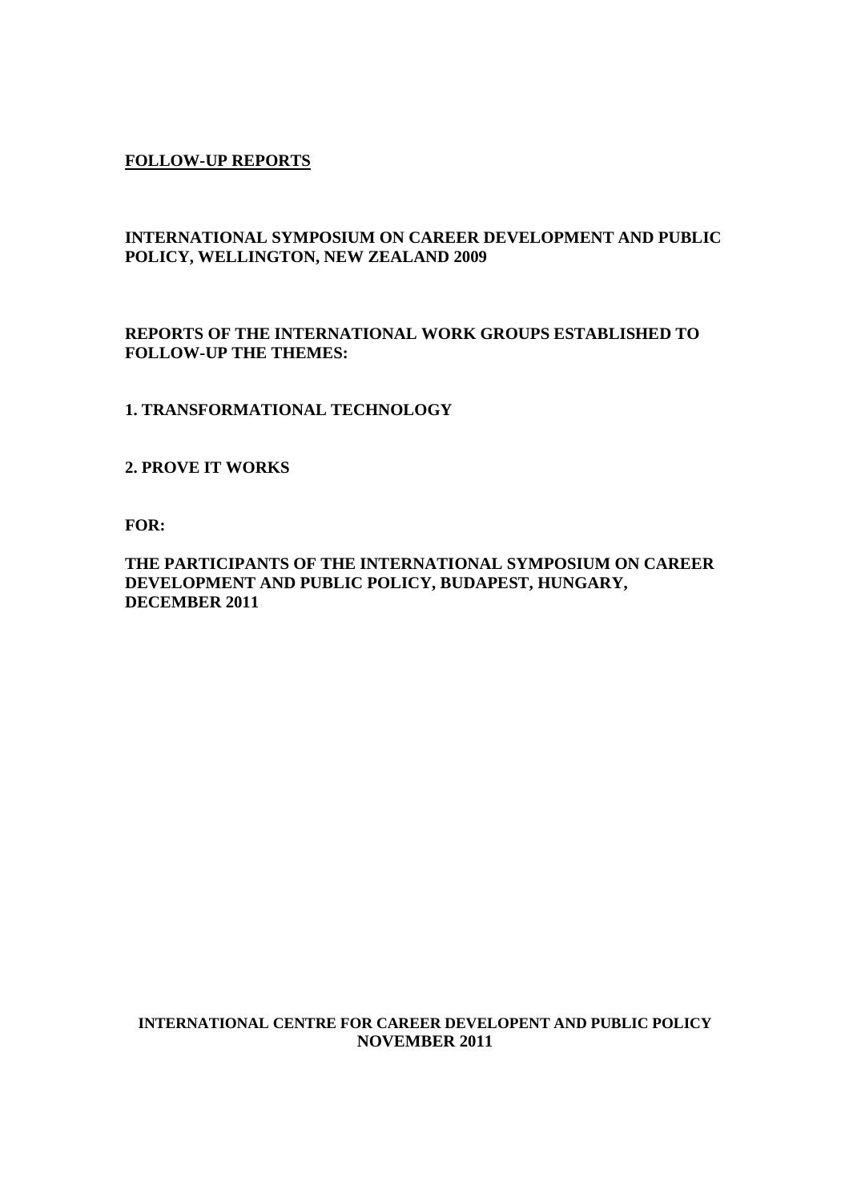**<u>FOLLOW-UP REPORTS</u>**

**INTERNATIONAL SYMPOSIUM ON CAREER DEVELOPMENT AND PUBLIC POLICY, WELLINGTON, NEW ZEALAND 2009**

**REPORTS OF THE INTERNATIONAL WORK GROUPS ESTABLISHED TO FOLLOW-UP THE THEMES:**

**1. TRANSFORMATIONAL TECHNOLOGY**

**2. PROVE IT WORKS**

**FOR:**

**THE PARTICIPANTS OF THE INTERNATIONAL SYMPOSIUM ON CAREER DEVELOPMENT AND PUBLIC POLICY, BUDAPEST, HUNGARY, DECEMBER 2011**

**INTERNATIONAL CENTRE FOR CAREER DEVELOPENT AND PUBLIC POLICY**
**NOVEMBER 2011**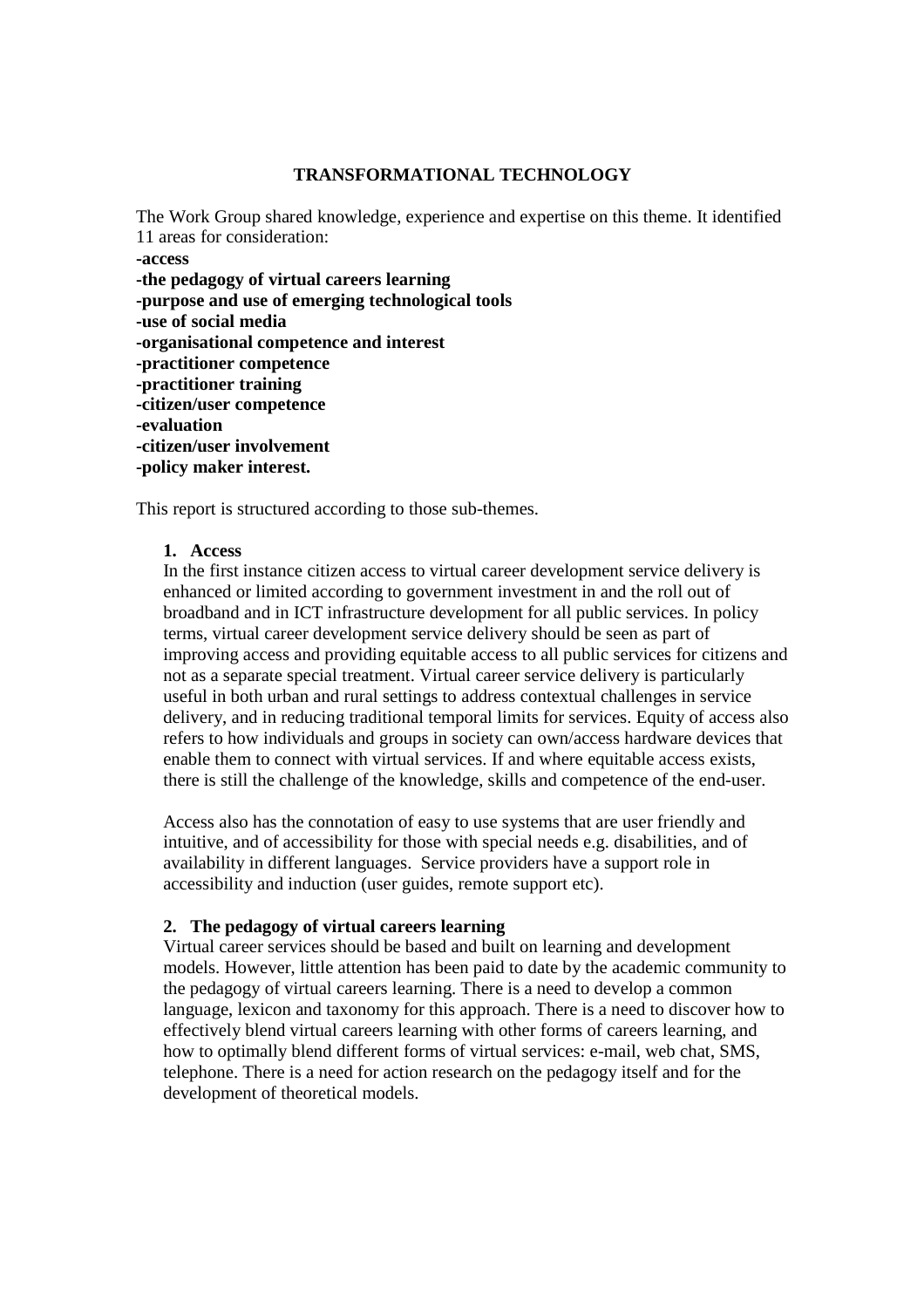**TRANSFORMATIONAL TECHNOLOGY**

The Work Group shared knowledge, experience and expertise on this theme. It identified 11 areas for consideration:

**-access**
**-the pedagogy of virtual careers learning**
**-purpose and use of emerging technological tools**
**-use of social media**
**-organisational competence and interest**
**-practitioner competence**
**-practitioner training**
**-citizen/user competence**
**-evaluation**
**-citizen/user involvement**
**-policy maker interest.**

This report is structured according to those sub-themes.

1. **Access**

   In the first instance citizen access to virtual career development service delivery is enhanced or limited according to government investment in and the roll out of broadband and in ICT infrastructure development for all public services. In policy terms, virtual career development service delivery should be seen as part of improving access and providing equitable access to all public services for citizens and not as a separate special treatment. Virtual career service delivery is particularly useful in both urban and rural settings to address contextual challenges in service delivery, and in reducing traditional temporal limits for services. Equity of access also refers to how individuals and groups in society can own/access hardware devices that enable them to connect with virtual services. If and where equitable access exists, there is still the challenge of the knowledge, skills and competence of the end-user.

   Access also has the connotation of easy to use systems that are user friendly and intuitive, and of accessibility for those with special needs e.g. disabilities, and of availability in different languages. Service providers have a support role in accessibility and induction (user guides, remote support etc).

2. **The pedagogy of virtual careers learning**

   Virtual career services should be based and built on learning and development models. However, little attention has been paid to date by the academic community to the pedagogy of virtual careers learning. There is a need to develop a common language, lexicon and taxonomy for this approach. There is a need to discover how to effectively blend virtual careers learning with other forms of careers learning, and how to optimally blend different forms of virtual services: e-mail, web chat, SMS, telephone. There is a need for action research on the pedagogy itself and for the development of theoretical models.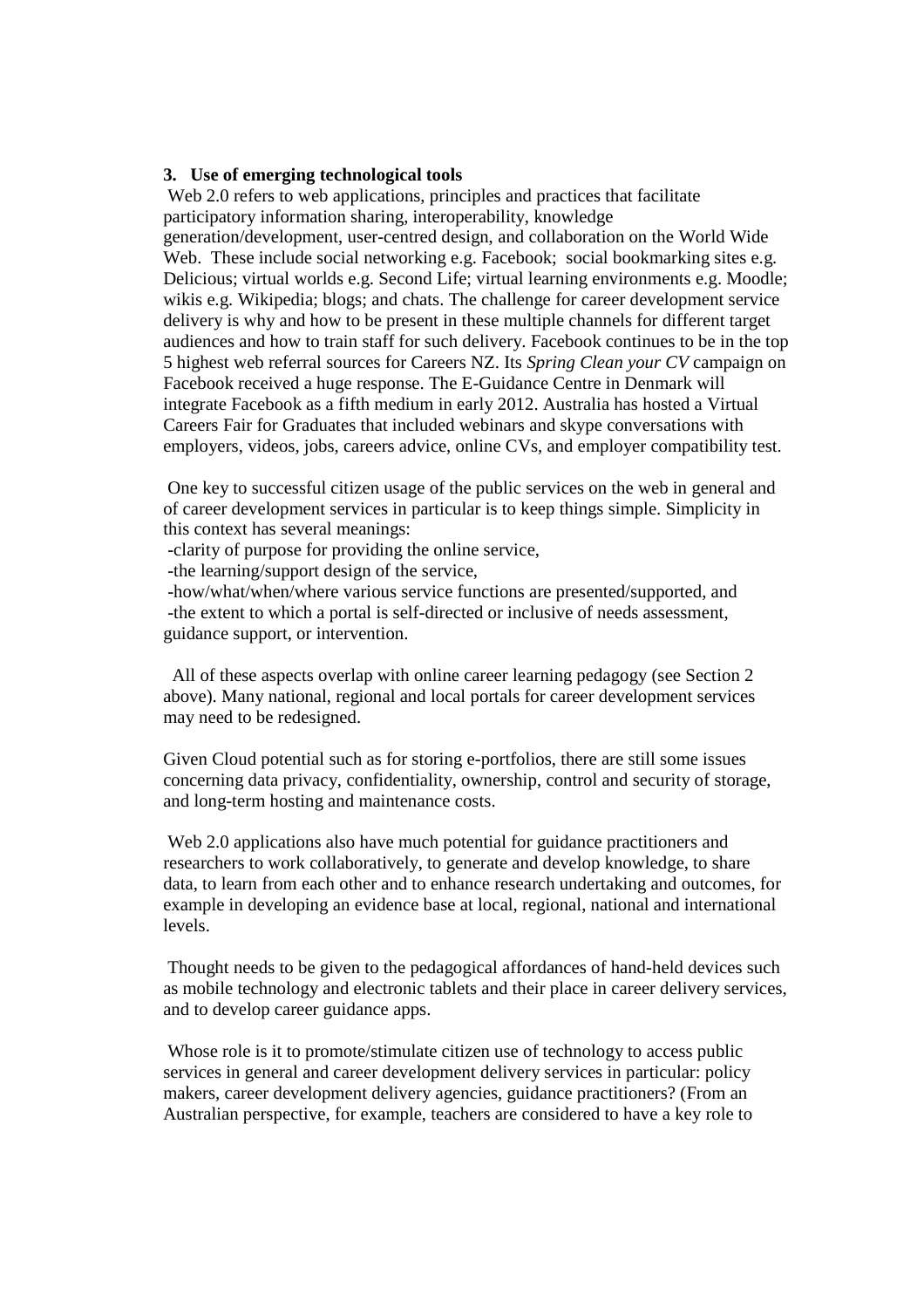### 3. Use of emerging technological tools

Web 2.0 refers to web applications, principles and practices that facilitate participatory information sharing, interoperability, knowledge generation/development, user-centred design, and collaboration on the World Wide Web. These include social networking e.g. Facebook; social bookmarking sites e.g. Delicious; virtual worlds e.g. Second Life; virtual learning environments e.g. Moodle; wikis e.g. Wikipedia; blogs; and chats. The challenge for career development service delivery is why and how to be present in these multiple channels for different target audiences and how to train staff for such delivery. Facebook continues to be in the top 5 highest web referral sources for Careers NZ. Its *Spring Clean your CV* campaign on Facebook received a huge response. The E-Guidance Centre in Denmark will integrate Facebook as a fifth medium in early 2012. Australia has hosted a Virtual Careers Fair for Graduates that included webinars and skype conversations with employers, videos, jobs, careers advice, online CVs, and employer compatibility test.

One key to successful citizen usage of the public services on the web in general and of career development services in particular is to keep things simple. Simplicity in this context has several meanings:

- clarity of purpose for providing the online service,
- the learning/support design of the service,
- how/what/when/where various service functions are presented/supported, and
- the extent to which a portal is self-directed or inclusive of needs assessment, guidance support, or intervention.

All of these aspects overlap with online career learning pedagogy (see Section 2 above). Many national, regional and local portals for career development services may need to be redesigned.

Given Cloud potential such as for storing e-portfolios, there are still some issues concerning data privacy, confidentiality, ownership, control and security of storage, and long-term hosting and maintenance costs.

Web 2.0 applications also have much potential for guidance practitioners and researchers to work collaboratively, to generate and develop knowledge, to share data, to learn from each other and to enhance research undertaking and outcomes, for example in developing an evidence base at local, regional, national and international levels.

Thought needs to be given to the pedagogical affordances of hand-held devices such as mobile technology and electronic tablets and their place in career delivery services, and to develop career guidance apps.

Whose role is it to promote/stimulate citizen use of technology to access public services in general and career development delivery services in particular: policy makers, career development delivery agencies, guidance practitioners? (From an Australian perspective, for example, teachers are considered to have a key role to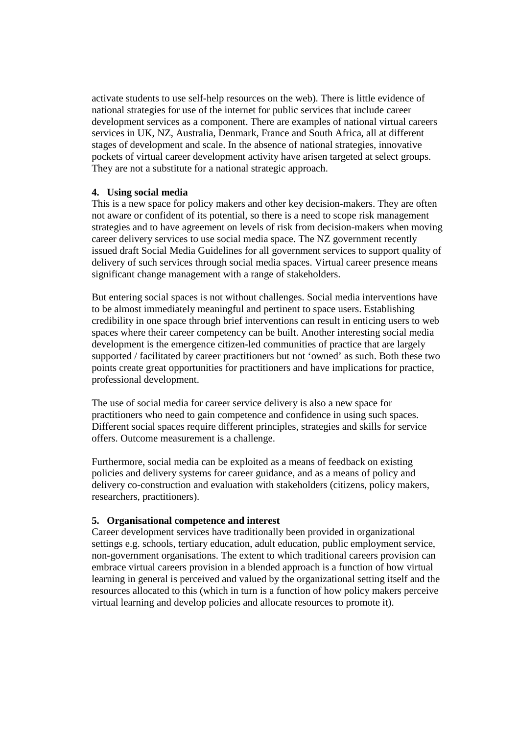activate students to use self-help resources on the web). There is little evidence of national strategies for use of the internet for public services that include career development services as a component. There are examples of national virtual careers services in UK, NZ, Australia, Denmark, France and South Africa, all at different stages of development and scale. In the absence of national strategies, innovative pockets of virtual career development activity have arisen targeted at select groups. They are not a substitute for a national strategic approach.

**4. Using social media**

This is a new space for policy makers and other key decision-makers. They are often not aware or confident of its potential, so there is a need to scope risk management strategies and to have agreement on levels of risk from decision-makers when moving career delivery services to use social media space. The NZ government recently issued draft Social Media Guidelines for all government services to support quality of delivery of such services through social media spaces. Virtual career presence means significant change management with a range of stakeholders.

But entering social spaces is not without challenges. Social media interventions have to be almost immediately meaningful and pertinent to space users. Establishing credibility in one space through brief interventions can result in enticing users to web spaces where their career competency can be built. Another interesting social media development is the emergence citizen-led communities of practice that are largely supported / facilitated by career practitioners but not 'owned' as such. Both these two points create great opportunities for practitioners and have implications for practice, professional development.

The use of social media for career service delivery is also a new space for practitioners who need to gain competence and confidence in using such spaces. Different social spaces require different principles, strategies and skills for service offers. Outcome measurement is a challenge.

Furthermore, social media can be exploited as a means of feedback on existing policies and delivery systems for career guidance, and as a means of policy and delivery co-construction and evaluation with stakeholders (citizens, policy makers, researchers, practitioners).

**5. Organisational competence and interest**

Career development services have traditionally been provided in organizational settings e.g. schools, tertiary education, adult education, public employment service, non-government organisations. The extent to which traditional careers provision can embrace virtual careers provision in a blended approach is a function of how virtual learning in general is perceived and valued by the organizational setting itself and the resources allocated to this (which in turn is a function of how policy makers perceive virtual learning and develop policies and allocate resources to promote it).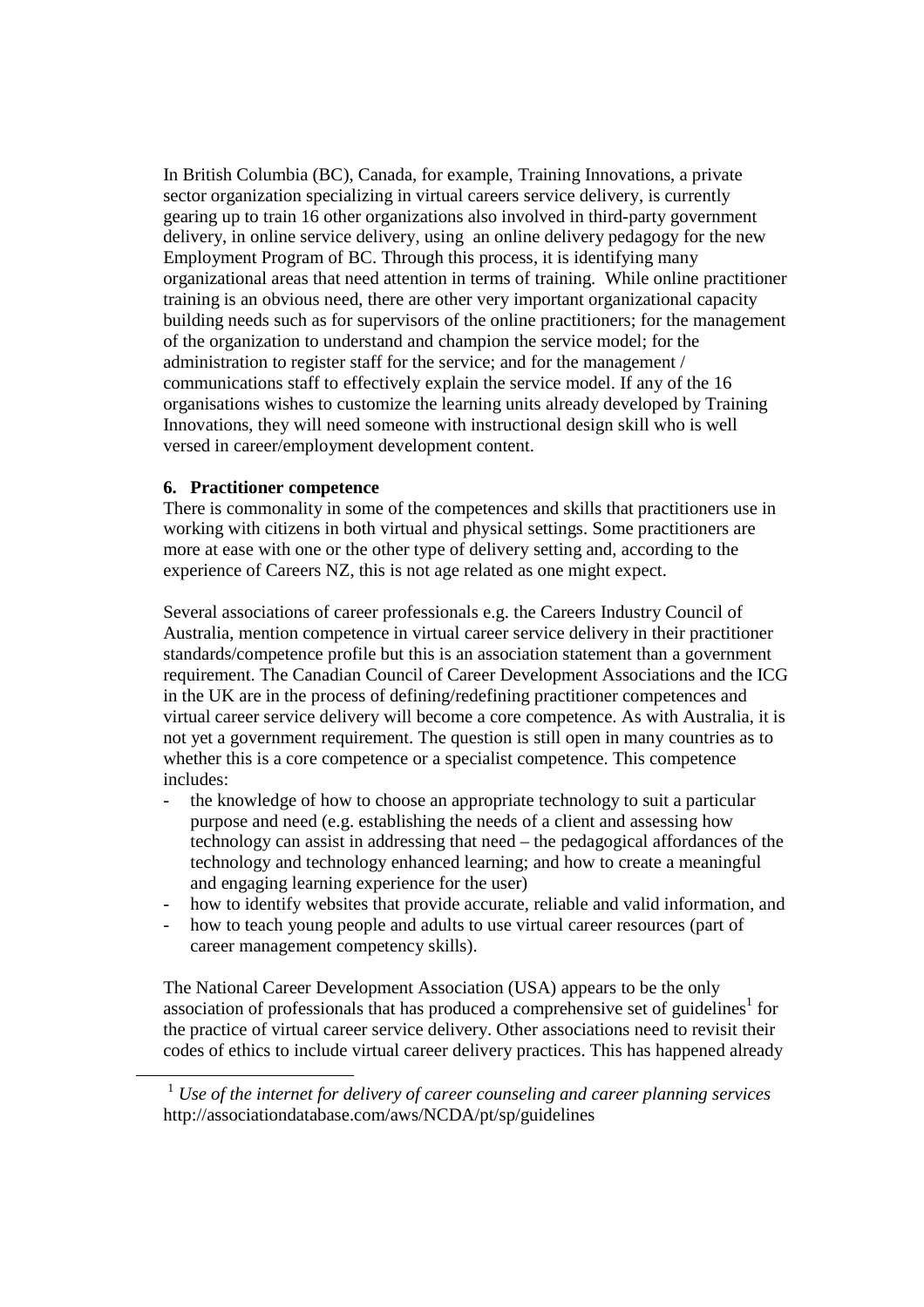In British Columbia (BC), Canada, for example, Training Innovations, a private sector organization specializing in virtual careers service delivery, is currently gearing up to train 16 other organizations also involved in third-party government delivery, in online service delivery, using an online delivery pedagogy for the new Employment Program of BC. Through this process, it is identifying many organizational areas that need attention in terms of training. While online practitioner training is an obvious need, there are other very important organizational capacity building needs such as for supervisors of the online practitioners; for the management of the organization to understand and champion the service model; for the administration to register staff for the service; and for the management / communications staff to effectively explain the service model. If any of the 16 organisations wishes to customize the learning units already developed by Training Innovations, they will need someone with instructional design skill who is well versed in career/employment development content.

**6. Practitioner competence**

There is commonality in some of the competences and skills that practitioners use in working with citizens in both virtual and physical settings. Some practitioners are more at ease with one or the other type of delivery setting and, according to the experience of Careers NZ, this is not age related as one might expect.

Several associations of career professionals e.g. the Careers Industry Council of Australia, mention competence in virtual career service delivery in their practitioner standards/competence profile but this is an association statement than a government requirement. The Canadian Council of Career Development Associations and the ICG in the UK are in the process of defining/redefining practitioner competences and virtual career service delivery will become a core competence. As with Australia, it is not yet a government requirement. The question is still open in many countries as to whether this is a core competence or a specialist competence. This competence includes:

- the knowledge of how to choose an appropriate technology to suit a particular purpose and need (e.g. establishing the needs of a client and assessing how technology can assist in addressing that need – the pedagogical affordances of the technology and technology enhanced learning; and how to create a meaningful and engaging learning experience for the user)
- how to identify websites that provide accurate, reliable and valid information, and
- how to teach young people and adults to use virtual career resources (part of career management competency skills).

The National Career Development Association (USA) appears to be the only association of professionals that has produced a comprehensive set of guidelines[1] for the practice of virtual career service delivery. Other associations need to revisit their codes of ethics to include virtual career delivery practices. This has happened already

[1] *Use of the internet for delivery of career counseling and career planning services* http://associationdatabase.com/aws/NCDA/pt/sp/guidelines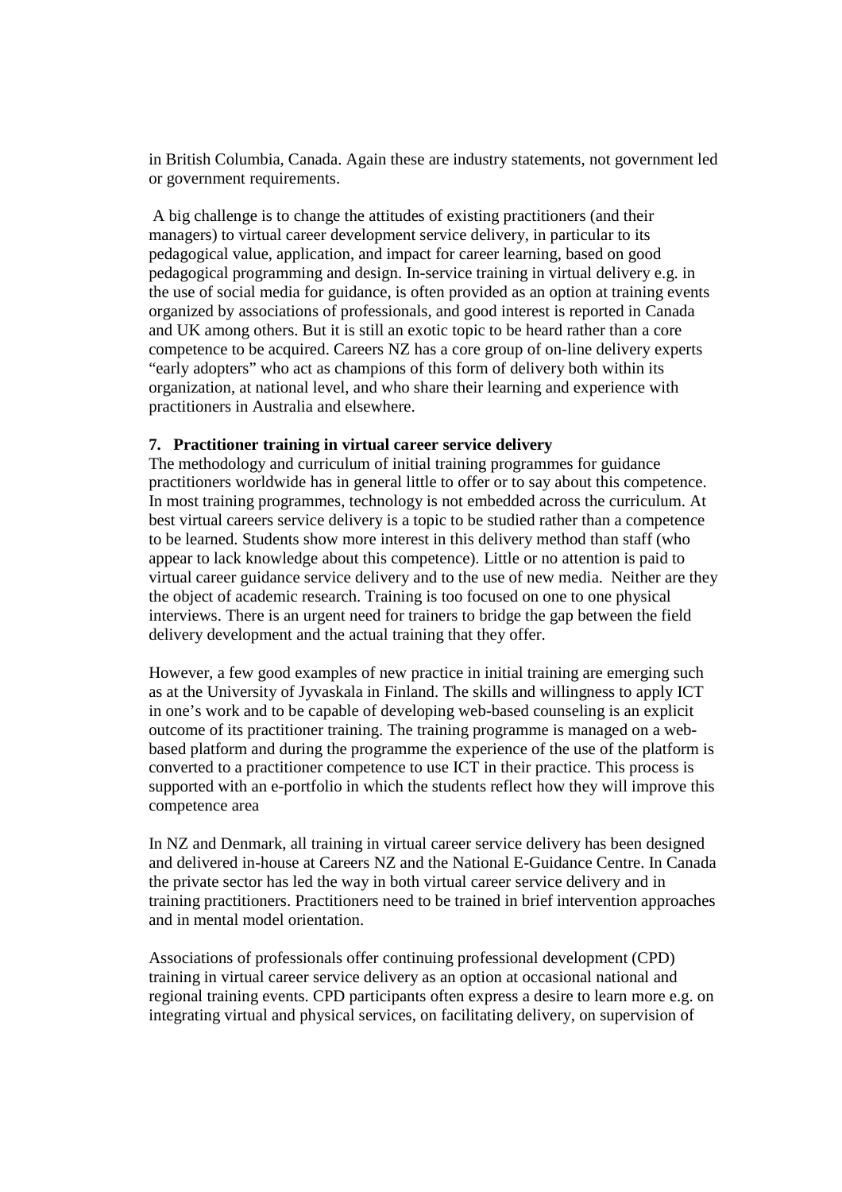in British Columbia, Canada. Again these are industry statements, not government led or government requirements.

A big challenge is to change the attitudes of existing practitioners (and their managers) to virtual career development service delivery, in particular to its pedagogical value, application, and impact for career learning, based on good pedagogical programming and design. In-service training in virtual delivery e.g. in the use of social media for guidance, is often provided as an option at training events organized by associations of professionals, and good interest is reported in Canada and UK among others. But it is still an exotic topic to be heard rather than a core competence to be acquired. Careers NZ has a core group of on-line delivery experts "early adopters" who act as champions of this form of delivery both within its organization, at national level, and who share their learning and experience with practitioners in Australia and elsewhere.

## 7. Practitioner training in virtual career service delivery

The methodology and curriculum of initial training programmes for guidance practitioners worldwide has in general little to offer or to say about this competence. In most training programmes, technology is not embedded across the curriculum. At best virtual careers service delivery is a topic to be studied rather than a competence to be learned. Students show more interest in this delivery method than staff (who appear to lack knowledge about this competence). Little or no attention is paid to virtual career guidance service delivery and to the use of new media. Neither are they the object of academic research. Training is too focused on one to one physical interviews. There is an urgent need for trainers to bridge the gap between the field delivery development and the actual training that they offer.

However, a few good examples of new practice in initial training are emerging such as at the University of Jyvaskala in Finland. The skills and willingness to apply ICT in one's work and to be capable of developing web-based counseling is an explicit outcome of its practitioner training. The training programme is managed on a web-based platform and during the programme the experience of the use of the platform is converted to a practitioner competence to use ICT in their practice. This process is supported with an e-portfolio in which the students reflect how they will improve this competence area

In NZ and Denmark, all training in virtual career service delivery has been designed and delivered in-house at Careers NZ and the National E-Guidance Centre. In Canada the private sector has led the way in both virtual career service delivery and in training practitioners. Practitioners need to be trained in brief intervention approaches and in mental model orientation.

Associations of professionals offer continuing professional development (CPD) training in virtual career service delivery as an option at occasional national and regional training events. CPD participants often express a desire to learn more e.g. on integrating virtual and physical services, on facilitating delivery, on supervision of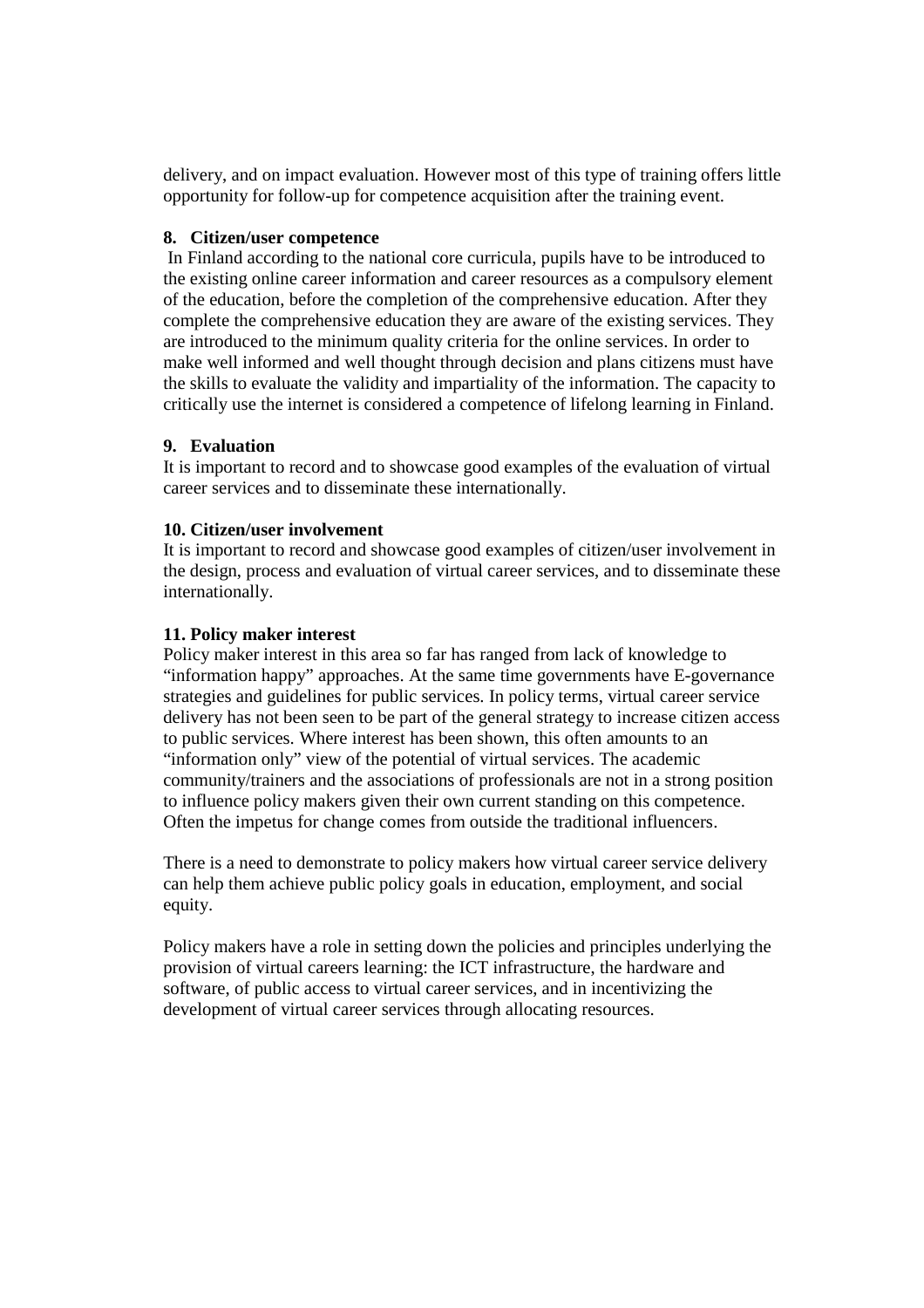delivery, and on impact evaluation. However most of this type of training offers little opportunity for follow-up for competence acquisition after the training event.

**8. Citizen/user competence**

In Finland according to the national core curricula, pupils have to be introduced to the existing online career information and career resources as a compulsory element of the education, before the completion of the comprehensive education. After they complete the comprehensive education they are aware of the existing services. They are introduced to the minimum quality criteria for the online services. In order to make well informed and well thought through decision and plans citizens must have the skills to evaluate the validity and impartiality of the information. The capacity to critically use the internet is considered a competence of lifelong learning in Finland.

**9. Evaluation**

It is important to record and to showcase good examples of the evaluation of virtual career services and to disseminate these internationally.

**10. Citizen/user involvement**

It is important to record and showcase good examples of citizen/user involvement in the design, process and evaluation of virtual career services, and to disseminate these internationally.

**11. Policy maker interest**

Policy maker interest in this area so far has ranged from lack of knowledge to "information happy" approaches. At the same time governments have E-governance strategies and guidelines for public services. In policy terms, virtual career service delivery has not been seen to be part of the general strategy to increase citizen access to public services. Where interest has been shown, this often amounts to an "information only" view of the potential of virtual services. The academic community/trainers and the associations of professionals are not in a strong position to influence policy makers given their own current standing on this competence. Often the impetus for change comes from outside the traditional influencers.

There is a need to demonstrate to policy makers how virtual career service delivery can help them achieve public policy goals in education, employment, and social equity.

Policy makers have a role in setting down the policies and principles underlying the provision of virtual careers learning: the ICT infrastructure, the hardware and software, of public access to virtual career services, and in incentivizing the development of virtual career services through allocating resources.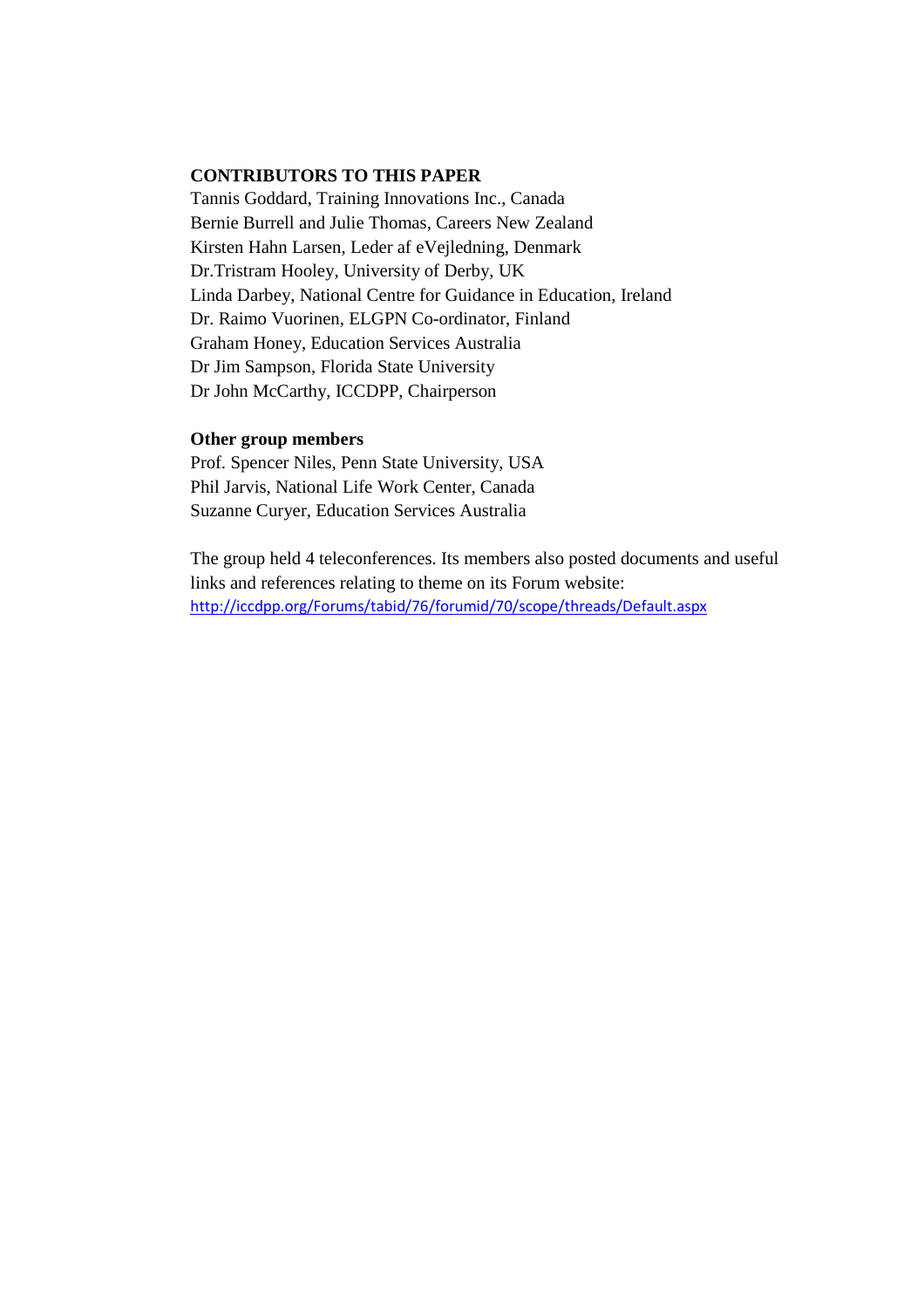**CONTRIBUTORS TO THIS PAPER**

Tannis Goddard, Training Innovations Inc., Canada
Bernie Burrell and Julie Thomas, Careers New Zealand
Kirsten Hahn Larsen, Leder af eVejledning, Denmark
Dr.Tristram Hooley, University of Derby, UK
Linda Darbey, National Centre for Guidance in Education, Ireland
Dr. Raimo Vuorinen, ELGPN Co-ordinator, Finland
Graham Honey, Education Services Australia
Dr Jim Sampson, Florida State University
Dr John McCarthy, ICCDPP, Chairperson

**Other group members**

Prof. Spencer Niles, Penn State University, USA
Phil Jarvis, National Life Work Center, Canada
Suzanne Curyer, Education Services Australia

The group held 4 teleconferences. Its members also posted documents and useful links and references relating to theme on its Forum website: http://iccdpp.org/Forums/tabid/76/forumid/70/scope/threads/Default.aspx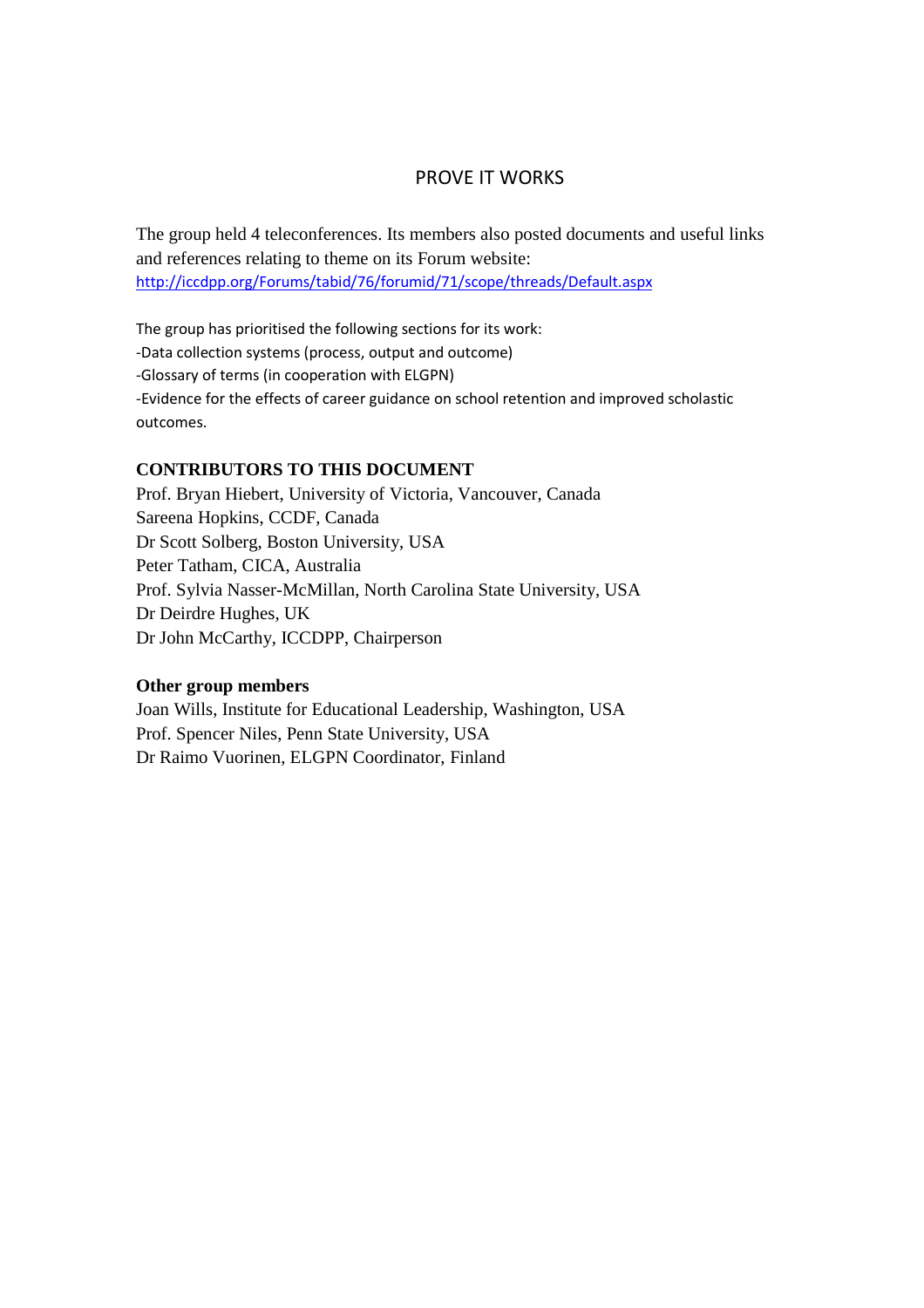# PROVE IT WORKS

The group held 4 teleconferences. Its members also posted documents and useful links and references relating to theme on its Forum website: http://iccdpp.org/Forums/tabid/76/forumid/71/scope/threads/Default.aspx

The group has prioritised the following sections for its work:

-Data collection systems (process, output and outcome)

-Glossary of terms (in cooperation with ELGPN)

-Evidence for the effects of career guidance on school retention and improved scholastic outcomes.

**CONTRIBUTORS TO THIS DOCUMENT**

Prof. Bryan Hiebert, University of Victoria, Vancouver, Canada
Sareena Hopkins, CCDF, Canada
Dr Scott Solberg, Boston University, USA
Peter Tatham, CICA, Australia
Prof. Sylvia Nasser-McMillan, North Carolina State University, USA
Dr Deirdre Hughes, UK
Dr John McCarthy, ICCDPP, Chairperson

**Other group members**

Joan Wills, Institute for Educational Leadership, Washington, USA
Prof. Spencer Niles, Penn State University, USA
Dr Raimo Vuorinen, ELGPN Coordinator, Finland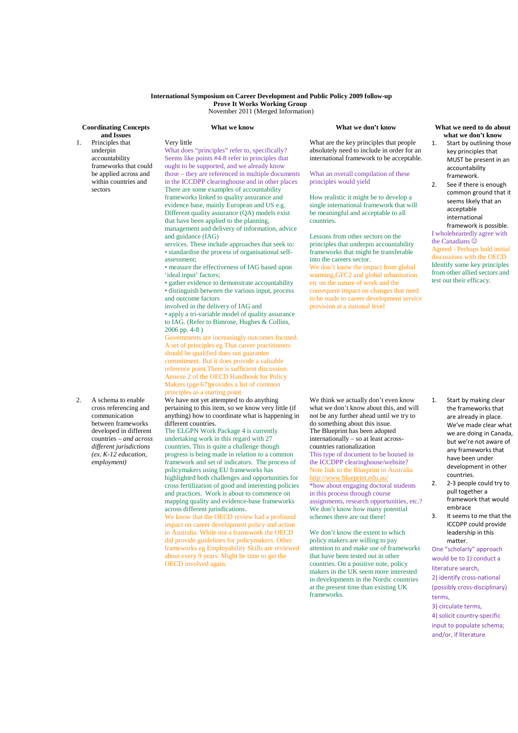**International Symposium on Career Development and Public Policy 2009 follow-up**
**Prove It Works Working Group**
November 2011 (Merged Information)

| Coordinating Concepts and Issues | What we know | What we don't know | What we need to do about what we don't know |
|---|---|---|---|
| 1. Principles that underpin accountability frameworks that could be applied across and within countries and sectors | Very little<br>What does "principles" refer to, specifically? Seems like points #4-8 refer to principles that ought to be supported, and we already know those – they are referenced in multiple documents in the ICCDPP clearinghouse and in other places<br>There are some examples of accountability frameworks linked to quality assurance and evidence base, mainly European and US e.g. Different quality assurance (QA) models exist that have been applied to the planning, management and delivery of information, advice and guidance (IAG) services. These include approaches that seek to:<br>• standardise the process of organisational self-assessment;<br>• measure the effectiveness of IAG based upon 'ideal input' factors;<br>• gather evidence to demonstrate accountability<br>• distinguish between the various input, process and outcome factors involved in the delivery of IAG and<br>• apply a tri-variable model of quality assurance to IAG. (Refer to Bimrose, Hughes & Collins, 2006 pp. 4-8 )<br>Governments are increasingly outcomes focused. A set of principles eg That career practitioners should be qualified does not guarantee commitment. But it does provide a valuable reference point.There is sufficient discussion. Annexe 2 of the OECD Handbook for Policy Makers (pge 67)provides a list of common principles as a starting point | What are the key principles that people absolutely need to include in order for an international framework to be acceptable.<br><br>What an overall compilation of these principles would yield<br><br>How realistic it might be to develop a single international framework that will be meaningful and acceptable to all countries.<br><br>Lessons from other sectors on the principles that underpin accountability frameworks that might be transferable into the careers sector.<br>We don't know the impact from global warming,GFC2 and global urbanisation etc on the nature of work and the consequent impact on changes that need to be made to career development service provision at a national level | 1. Start by outlining those key principles that MUST be present in an accountability framework.<br>2. See if there is enough common ground that it seems likely that an acceptable international framework is possible.<br>I wholeheartedly agree with the Canadians ☺<br>Agreed - Perhaps hold initial discussions with the OECD<br>Identify some key principles from other allied sectors and test out their efficacy. |
| 2. A schema to enable cross referencing and communication between frameworks developed in different countries – *and across different jurisdictions (ex. K-12 education, employment)* | We have not yet attempted to do anything pertaining to this item, so we know very little (if anything) how to coordinate what is happening in different countries.<br>The ELGPN Work Package 4 is currently undertaking work in this regard with 27 countries. This is quite a challenge though progress is being made in relation to a common framework and set of indicators. The process of policymakers using EU frameworks has highlighted both challenges and opportunities for cross fertilization of good and interesting policies and practices. Work is about to commence on mapping quality and evidence-base frameworks across different jurisdictions.<br>We know that the OECD review had a profound impact on career development policy and action in Australia. While not a framework the OECD did provide guidelines for policymakers. Other frameworks eg Employability Skills are reviewed about every 9 years. Might be time to get the OECD involved again. | We think we actually don't even know what we don't know about this, and will not be any further ahead until we try to do something about this issue.<br>The Blueprint has been adopted internationally – so at least across-countries rationalization<br>This type of document to be housed in the ICCDPP clearinghouse/website? Note link to the Blueprint in Australia http://www.blueprint.edu.au/<br>*how about engaging doctoral students in this process through course assignments, research opportunities, etc.?<br>We don't know how many potential schemes there are out there!<br><br>We don't know the extent to which policy makers are willing to pay attention to and make use of frameworks that have been tested out in other countries. On a positive note, policy makers in the UK seem more interested in developments in the Nordic countries at the present time than existing UK frameworks. | 1. Start by making clear the frameworks that are already in place. We've made clear what we are doing in Canada, but we're not aware of any frameworks that have been under development in other countries.<br>2. 2-3 people could try to pull together a framework that would embrace<br>3. It seems to me that the ICCDPP could provide leadership in this matter.<br>One "scholarly" approach would be to 1) conduct a literature search,<br>2) identify cross-national (possibly cross-disciplinary) terms,<br>3) circulate terms,<br>4) solicit country-specific input to populate schema; and/or, if literature |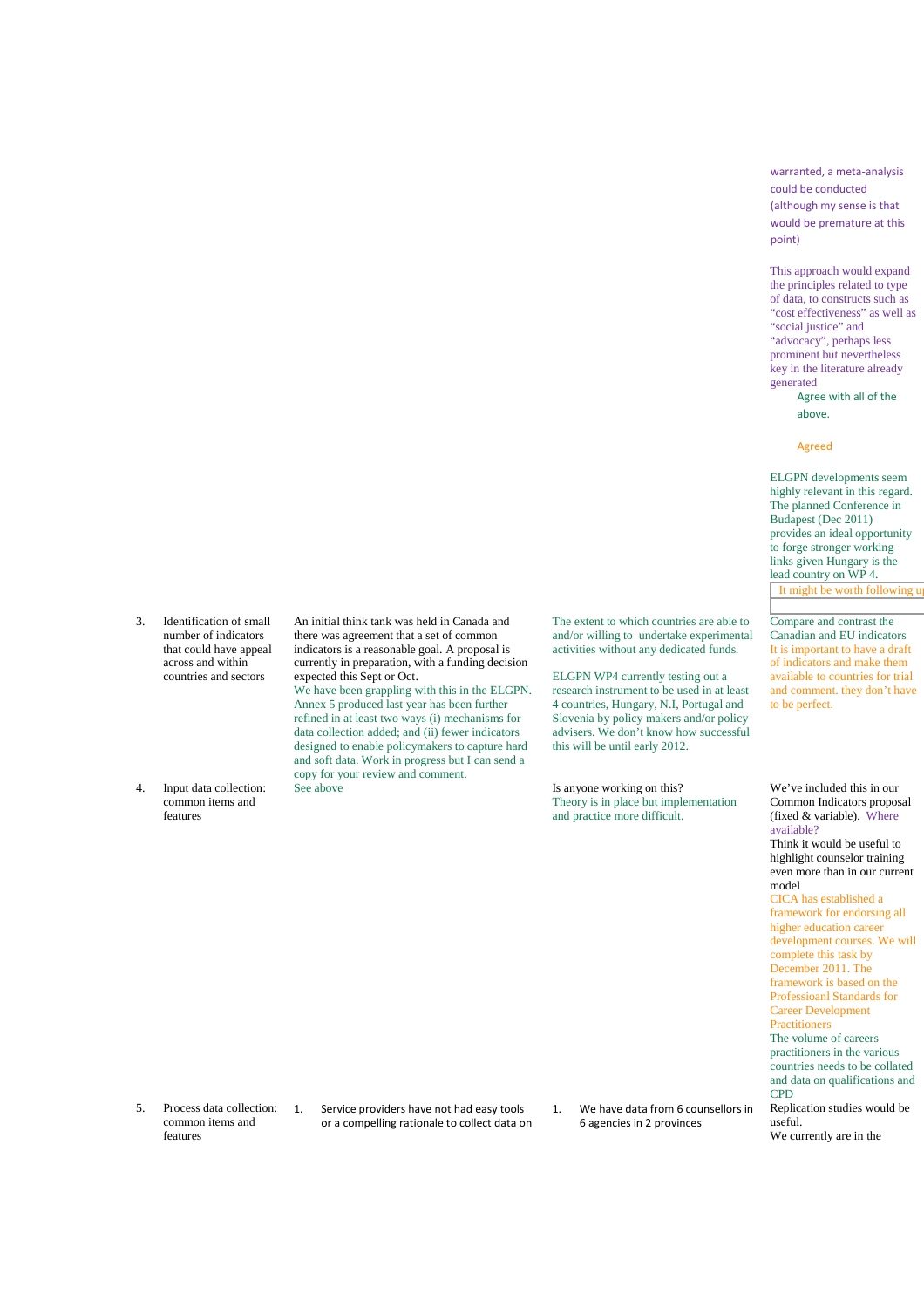| | | | | |
|---|---|---|---|---|
| | | | | warranted, a meta-analysis could be conducted (although my sense is that would be premature at this point)<br><br>This approach would expand the principles related to type of data, to constructs such as "cost effectiveness" as well as "social justice" and "advocacy", perhaps less prominent but nevertheless key in the literature already generated<br><br>Agree with all of the above.<br><br>Agreed<br><br>ELGPN developments seem highly relevant in this regard. The planned Conference in Budapest (Dec 2011) provides an ideal opportunity to forge stronger working links given Hungary is the lead country on WP 4.<br><br>It might be worth following u |
| 3. | Identification of small number of indicators that could have appeal across and within countries and sectors | An initial think tank was held in Canada and there was agreement that a set of common indicators is a reasonable goal. A proposal is currently in preparation, with a funding decision expected this Sept or Oct.<br>We have been grappling with this in the ELGPN. Annex 5 produced last year has been further refined in at least two ways (i) mechanisms for data collection added; and (ii) fewer indicators designed to enable policymakers to capture hard and soft data. Work in progress but I can send a copy for your review and comment. | The extent to which countries are able to and/or willing to undertake experimental activities without any dedicated funds.<br><br>ELGPN WP4 currently testing out a research instrument to be used in at least 4 countries, Hungary, N.I, Portugal and Slovenia by policy makers and/or policy advisers. We don't know how successful this will be until early 2012. | Compare and contrast the Canadian and EU indicators<br>It is important to have a draft of indicators and make them available to countries for trial and comment. they don't have to be perfect. |
| 4. | Input data collection: common items and features | See above | Is anyone working on this?<br>Theory is in place but implementation and practice more difficult. | We've included this in our Common Indicators proposal (fixed & variable). Where available?<br>Think it would be useful to highlight counselor training even more than in our current model<br>CICA has established a framework for endorsing all higher education career development courses. We will complete this task by December 2011. The framework is based on the Professioanl Standards for Career Development Practitioners<br>The volume of careers practitioners in the various countries needs to be collated and data on qualifications and CPD |
| 5. | Process data collection: common items and features | 1. Service providers have not had easy tools or a compelling rationale to collect data on | 1. We have data from 6 counsellors in 6 agencies in 2 provinces | Replication studies would be useful.<br>We currently are in the |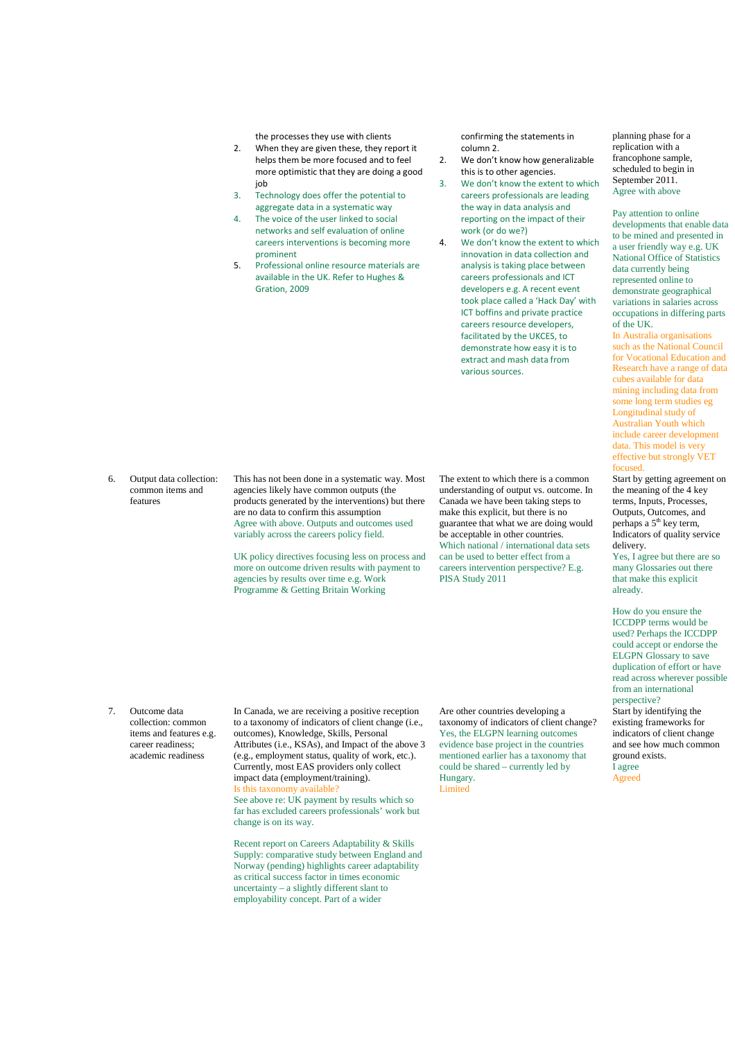| | | | | |
|---|---|---|---|---|
| | | the processes they use with clients<br>2. When they are given these, they report it helps them be more focused and to feel more optimistic that they are doing a good job<br>3. Technology does offer the potential to aggregate data in a systematic way<br>4. The voice of the user linked to social networks and self evaluation of online careers interventions is becoming more prominent<br>5. Professional online resource materials are available in the UK. Refer to Hughes & Gration, 2009 | confirming the statements in column 2.<br>2. We don't know how generalizable this is to other agencies.<br>3. We don't know the extent to which careers professionals are leading the way in data analysis and reporting on the impact of their work (or do we?)<br>4. We don't know the extent to which innovation in data collection and analysis is taking place between careers professionals and ICT developers e.g. A recent event took place called a 'Hack Day' with ICT boffins and private practice careers resource developers, facilitated by the UKCES, to demonstrate how easy it is to extract and mash data from various sources. | planning phase for a replication with a francophone sample, scheduled to begin in September 2011.<br>Agree with above<br><br>Pay attention to online developments that enable data to be mined and presented in a user friendly way e.g. UK National Office of Statistics data currently being represented online to demonstrate geographical variations in salaries across occupations in differing parts of the UK.<br>In Australia organisations such as the National Council for Vocational Education and Research have a range of data cubes available for data mining including data from some long term studies eg Longitudinal study of Australian Youth which include career development data. This model is very effective but strongly VET focused. |
| 6. | Output data collection: common items and features | This has not been done in a systematic way. Most agencies likely have common outputs (the products generated by the interventions) but there are no data to confirm this assumption<br>Agree with above. Outputs and outcomes used variably across the careers policy field.<br><br>UK policy directives focusing less on process and more on outcome driven results with payment to agencies by results over time e.g. Work Programme & Getting Britain Working | The extent to which there is a common understanding of output vs. outcome. In Canada we have been taking steps to make this explicit, but there is no guarantee that what we are doing would be acceptable in other countries.<br>Which national / international data sets can be used to better effect from a careers intervention perspective? E.g. PISA Study 2011 | Start by getting agreement on the meaning of the 4 key terms, Inputs, Processes, Outputs, Outcomes, and perhaps a 5th key term, Indicators of quality service delivery.<br>Yes, I agree but there are so many Glossaries out there that make this explicit already.<br><br>How do you ensure the ICCDPP terms would be used? Perhaps the ICCDPP could accept or endorse the ELGPN Glossary to save duplication of effort or have read across wherever possible from an international perspective? |
| 7. | Outcome data collection: common items and features e.g. career readiness; academic readiness | In Canada, we are receiving a positive reception to a taxonomy of indicators of client change (i.e., outcomes), Knowledge, Skills, Personal Attributes (i.e., KSAs), and Impact of the above 3 (e.g., employment status, quality of work, etc.). Currently, most EAS providers only collect impact data (employment/training).<br>Is this taxonomy available?<br>See above re: UK payment by results which so far has excluded careers professionals' work but change is on its way.<br><br>Recent report on Careers Adaptability & Skills Supply: comparative study between England and Norway (pending) highlights career adaptability as critical success factor in times economic uncertainty – a slightly different slant to employability concept. Part of a wider | Are other countries developing a taxonomy of indicators of client change?<br>Yes, the ELGPN learning outcomes evidence base project in the countries mentioned earlier has a taxonomy that could be shared – currently led by Hungary.<br>Limited | Start by identifying the existing frameworks for indicators of client change and see how much common ground exists.<br>I agree<br>Agreed |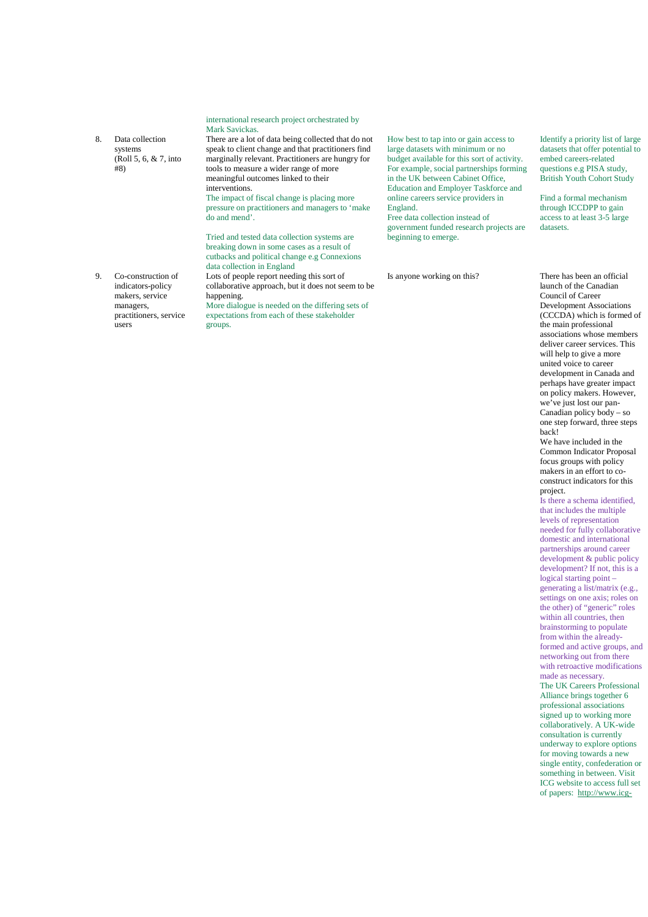| | | | | |
|---|---|---|---|---|
| | | international research project orchestrated by Mark Savickas. | | |
| 8. | Data collection systems (Roll 5, 6, & 7, into #8) | There are a lot of data being collected that do not speak to client change and that practitioners find marginally relevant. Practitioners are hungry for tools to measure a wider range of more meaningful outcomes linked to their interventions.<br>The impact of fiscal change is placing more pressure on practitioners and managers to 'make do and mend'.<br><br>Tried and tested data collection systems are breaking down in some cases as a result of cutbacks and political change e.g Connexions data collection in England | How best to tap into or gain access to large datasets with minimum or no budget available for this sort of activity. For example, social partnerships forming in the UK between Cabinet Office, Education and Employer Taskforce and online careers service providers in England.<br>Free data collection instead of government funded research projects are beginning to emerge. | Identify a priority list of large datasets that offer potential to embed careers-related questions e.g PISA study, British Youth Cohort Study<br><br>Find a formal mechanism through ICCDPP to gain access to at least 3-5 large datasets. |
| 9. | Co-construction of indicators-policy makers, service managers, practitioners, service users | Lots of people report needing this sort of collaborative approach, but it does not seem to be happening.<br>More dialogue is needed on the differing sets of expectations from each of these stakeholder groups. | Is anyone working on this? | There has been an official launch of the Canadian Council of Career Development Associations (CCCDA) which is formed of the main professional associations whose members deliver career services. This will help to give a more united voice to career development in Canada and perhaps have greater impact on policy makers. However, we've just lost our pan-Canadian policy body – so one step forward, three steps back!<br>We have included in the Common Indicator Proposal focus groups with policy makers in an effort to co-construct indicators for this project.<br>Is there a schema identified, that includes the multiple levels of representation needed for fully collaborative domestic and international partnerships around career development & public policy development? If not, this is a logical starting point – generating a list/matrix (e.g., settings on one axis; roles on the other) of "generic" roles within all countries, then brainstorming to populate from within the already-formed and active groups, and networking out from there with retroactive modifications made as necessary.<br>The UK Careers Professional Alliance brings together 6 professional associations signed up to working more collaboratively. A UK-wide consultation is currently underway to explore options for moving towards a new single entity, confederation or something in between. Visit ICG website to access full set of papers: http://www.icg- |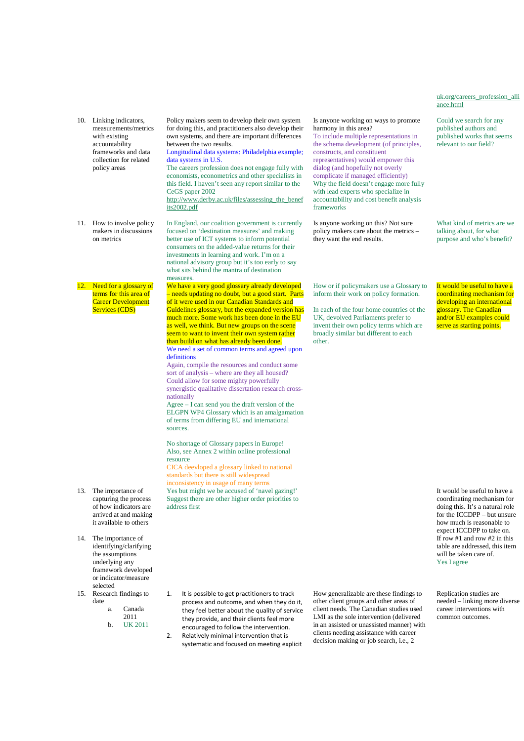uk.org/careers_profession_alliance.html

| | | | |
|---|---|---|---|
| 10. Linking indicators, measurements/metrics with existing accountability frameworks and data collection for related policy areas | Policy makers seem to develop their own system for doing this, and practitioners also develop their own systems, and there are important differences between the two results.<br>Longitudinal data systems: Philadelphia example; data systems in U.S.<br>The careers profession does not engage fully with economists, econometrics and other specialists in this field. I haven't seen any report similar to the CeGS paper 2002 http://www.derby.ac.uk/files/assessing_the_benefits2002.pdf | Is anyone working on ways to promote harmony in this area?<br>To include multiple representations in the schema development (of principles, constructs, and constituent representatives) would empower this dialog (and hopefully not overly complicate if managed efficiently)<br>Why the field doesn't engage more fully with lead experts who specialize in accountability and cost benefit analysis frameworks | Could we search for any published authors and published works that seems relevant to our field? |
| 11. How to involve policy makers in discussions on metrics | In England, our coalition government is currently focused on 'destination measures' and making better use of ICT systems to inform potential consumers on the added-value returns for their investments in learning and work. I'm on a national advisory group but it's too early to say what sits behind the mantra of destination measures. | Is anyone working on this? Not sure policy makers care about the metrics – they want the end results. | What kind of metrics are we talking about, for what purpose and who's benefit? |
| 12. Need for a glossary of terms for this area of Career Development Services (CDS) | We have a very good glossary already developed – needs updating no doubt, but a good start. Parts of it were used in our Canadian Standards and Guidelines glossary, but the expanded version has much more. Some work has been done in the EU as well, we think. But new groups on the scene seem to want to invent their own system rather than build on what has already been done.<br>We need a set of common terms and agreed upon definitions<br>Again, compile the resources and conduct some sort of analysis – where are they all housed? Could allow for some mighty powerfully synergistic qualitative dissertation research cross-nationally<br>Agree – I can send you the draft version of the ELGPN WP4 Glossary which is an amalgamation of terms from differing EU and international sources.<br><br>No shortage of Glossary papers in Europe! Also, see Annex 2 within online professional resource<br>CICA deevloped a glossary linked to national standards but there is still widespread inconsistency in usage of many terms | How or if policymakers use a Glossary to inform their work on policy formation.<br><br>In each of the four home countries of the UK, devolved Parliaments prefer to invent their own policy terms which are broadly similar but different to each other. | It would be useful to have a coordinating mechanism for developing an international glossary. The Canadian and/or EU examples could serve as starting points. |
| 13. The importance of capturing the process of how indicators are arrived at and making it available to others | Yes but might we be accused of 'navel gazing!' Suggest there are other higher order priorities to address first | | It would be useful to have a coordinating mechanism for doing this. It's a natural role for the ICCDPP – but unsure how much is reasonable to expect ICCDPP to take on. If row #1 and row #2 in this table are addressed, this item will be taken care of.<br>Yes I agree |
| 14. The importance of identifying/clarifying the assumptions underlying any framework developed or indicator/measure selected | | | |
| 15. Research findings to date<br>a. Canada 2011<br>b. UK 2011 | 1. It is possible to get practitioners to track process and outcome, and when they do it, they feel better about the quality of service they provide, and their clients feel more encouraged to follow the intervention.<br>2. Relatively minimal intervention that is systematic and focused on meeting explicit | How generalizable are these findings to other client groups and other areas of client needs. The Canadian studies used LMI as the sole intervention (delivered in an assisted or unassisted manner) with clients needing assistance with career decision making or job search, i.e., 2 | Replication studies are needed – linking more diverse career interventions with common outcomes. |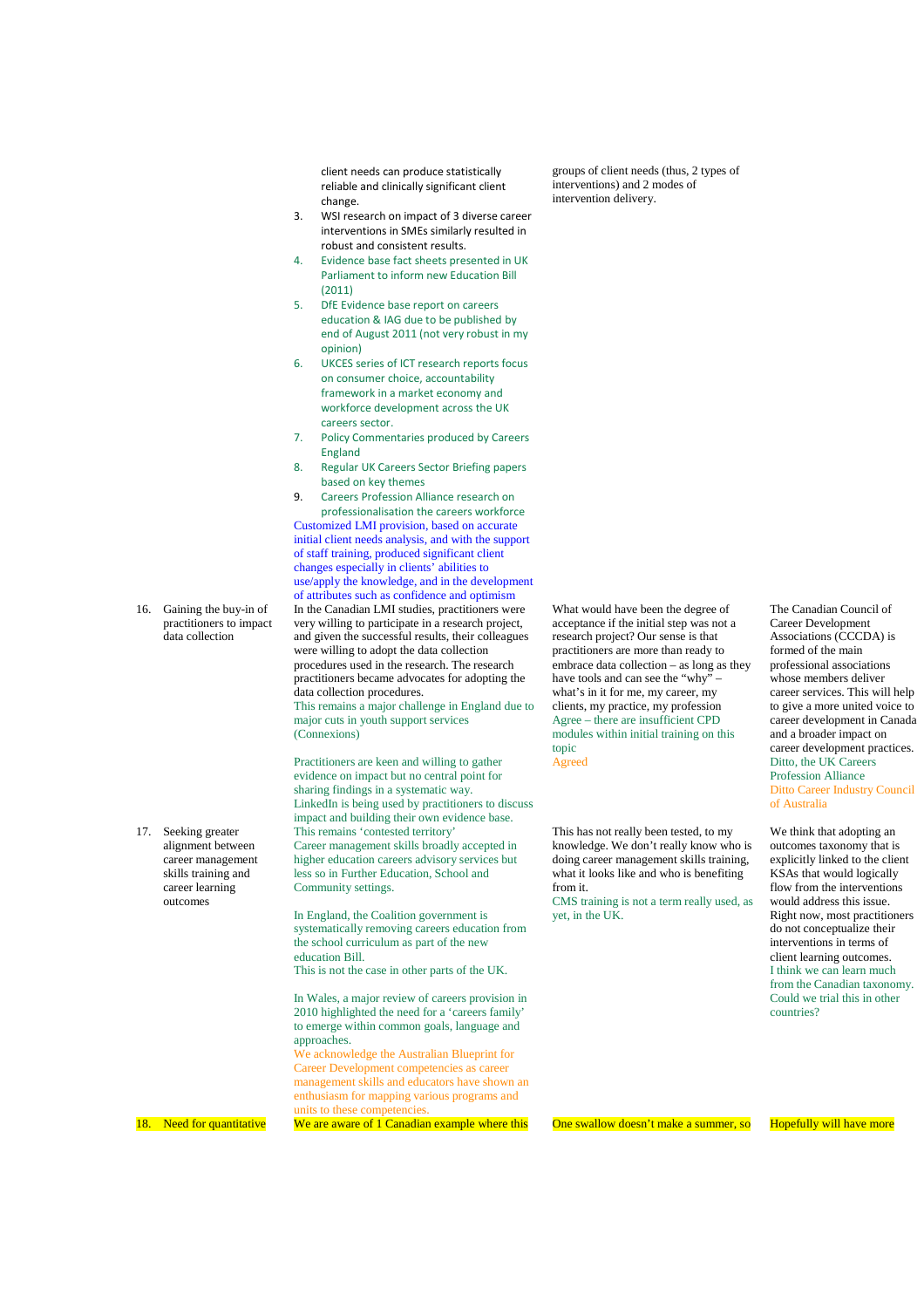| | | | |
|---|---|---|---|
| | client needs can produce statistically reliable and clinically significant client change.<br>3. WSI research on impact of 3 diverse career interventions in SMEs similarly resulted in robust and consistent results.<br>4. Evidence base fact sheets presented in UK Parliament to inform new Education Bill (2011)<br>5. DfE Evidence base report on careers education & IAG due to be published by end of August 2011 (not very robust in my opinion)<br>6. UKCES series of ICT research reports focus on consumer choice, accountability framework in a market economy and workforce development across the UK careers sector.<br>7. Policy Commentaries produced by Careers England<br>8. Regular UK Careers Sector Briefing papers based on key themes<br>9. Careers Profession Alliance research on professionalisation the careers workforce<br>Customized LMI provision, based on accurate initial client needs analysis, and with the support of staff training, produced significant client changes especially in clients' abilities to use/apply the knowledge, and in the development of attributes such as confidence and optimism | groups of client needs (thus, 2 types of interventions) and 2 modes of intervention delivery. | |
| 16. Gaining the buy-in of practitioners to impact data collection | In the Canadian LMI studies, practitioners were very willing to participate in a research project, and given the successful results, their colleagues were willing to adopt the data collection procedures used in the research. The research practitioners became advocates for adopting the data collection procedures.<br>This remains a major challenge in England due to major cuts in youth support services (Connexions)<br><br>Practitioners are keen and willing to gather evidence on impact but no central point for sharing findings in a systematic way.<br>LinkedIn is being used by practitioners to discuss impact and building their own evidence base. | What would have been the degree of acceptance if the initial step was not a research project? Our sense is that practitioners are more than ready to embrace data collection – as long as they have tools and can see the "why" – what's in it for me, my career, my clients, my practice, my profession<br>Agree – there are insufficient CPD modules within initial training on this topic<br>Agreed | The Canadian Council of Career Development Associations (CCCDA) is formed of the main professional associations whose members deliver career services. This will help to give a more united voice to career development in Canada and a broader impact on career development practices.<br>Ditto, the UK Careers Profession Alliance<br>Ditto Career Industry Council of Australia |
| 17. Seeking greater alignment between career management skills training and career learning outcomes | This remains 'contested territory'<br>Career management skills broadly accepted in higher education careers advisory services but less so in Further Education, School and Community settings.<br><br>In England, the Coalition government is systematically removing careers education from the school curriculum as part of the new education Bill.<br>This is not the case in other parts of the UK.<br><br>In Wales, a major review of careers provision in 2010 highlighted the need for a 'careers family' to emerge within common goals, language and approaches.<br>We acknowledge the Australian Blueprint for Career Development competencies as career management skills and educators have shown an enthusiasm for mapping various programs and units to these competencies. | This has not really been tested, to my knowledge. We don't really know who is doing career management skills training, what it looks like and who is benefiting from it.<br>CMS training is not a term really used, as yet, in the UK. | We think that adopting an outcomes taxonomy that is explicitly linked to the client KSAs that would logically flow from the interventions would address this issue. Right now, most practitioners do not conceptualize their interventions in terms of client learning outcomes.<br>I think we can learn much from the Canadian taxonomy. Could we trial this in other countries? |
| 18. Need for quantitative | We are aware of 1 Canadian example where this | One swallow doesn't make a summer, so | Hopefully will have more |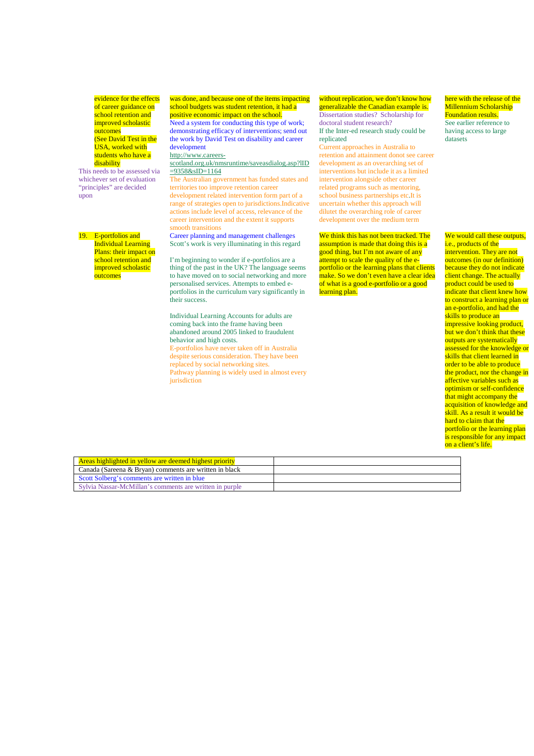| | | | | |
|---|---|---|---|---|
| | evidence for the effects of career guidance on school retention and improved scholastic outcomes (See David Test in the USA, worked with students who have a disability<br>This needs to be assessed via whichever set of evaluation "principles" are decided upon | was done, and because one of the items impacting school budgets was student retention, it had a positive economic impact on the school.<br>Need a system for conducting this type of work; demonstrating efficacy of interventions; send out the work by David Test on disability and career development<br>http://www.careers-scotland.org.uk/nmsruntime/saveasdialog.asp?lID=9358&sID=1164<br>The Australian government has funded states and territories too improve retention career development related intervention form part of a range of strategies open to jurisdictions.Indicative actions include level of access, relevance of the career intervention and the extent it supports smooth transitions | without replication, we don't know how generalizable the Canadian example is.<br>Dissertation studies? Scholarship for doctoral student research?<br>If the Inter-ed research study could be replicated<br>Current approaches in Australia to retention and attainment donot see career development as an overarching set of interventions but include it as a limited intervention alongside other career related programs such as mentoring, school business partnerships etc.It is uncertain whether this approach will dilutet the overarching role of career development over the medium term | here with the release of the Millennium Scholarship Foundation results.<br>See earlier reference to having access to large datasets |
| 19. | E-portfolios and Individual Learning Plans: their impact on school retention and improved scholastic outcomes | Career planning and management challenges Scott's work is very illuminating in this regard<br>I'm beginning to wonder if e-portfolios are a thing of the past in the UK? The language seems to have moved on to social networking and more personalised services. Attempts to embed e-portfolios in the curriculum vary significantly in their success.<br>Individual Learning Accounts for adults are coming back into the frame having been abandoned around 2005 linked to fraudulent behavior and high costs.<br>E-portfolios have never taken off in Australia despite serious consideration. They have been replaced by social networking sites.<br>Pathway planning is widely used in almost every jurisdiction | We think this has not been tracked. The assumption is made that doing this is a good thing, but I'm not aware of any attempt to scale the quality of the e-portfolio or the learning plans that clients make. So we don't even have a clear idea of what is a good e-portfolio or a good learning plan. | We would call these outputs, i.e., products of the intervention. They are not outcomes (in our definition) because they do not indicate client change. The actually product could be used to indicate that client knew how to construct a learning plan or an e-portfolio, and had the skills to produce an impressive looking product, but we don't think that these outputs are systematically assessed for the knowledge or skills that client learned in order to be able to produce the product, nor the change in affective variables such as optimism or self-confidence that might accompany the acquisition of knowledge and skill. As a result it would be hard to claim that the portfolio or the learning plan is responsible for any impact on a client's life. |

| | |
|---|---|
| Areas highlighted in yellow are deemed highest priority | |
| Canada (Sareena & Bryan) comments are written in black | |
| Scott Solberg's comments are written in blue | |
| Sylvia Nassar-McMillan's comments are written in purple | |